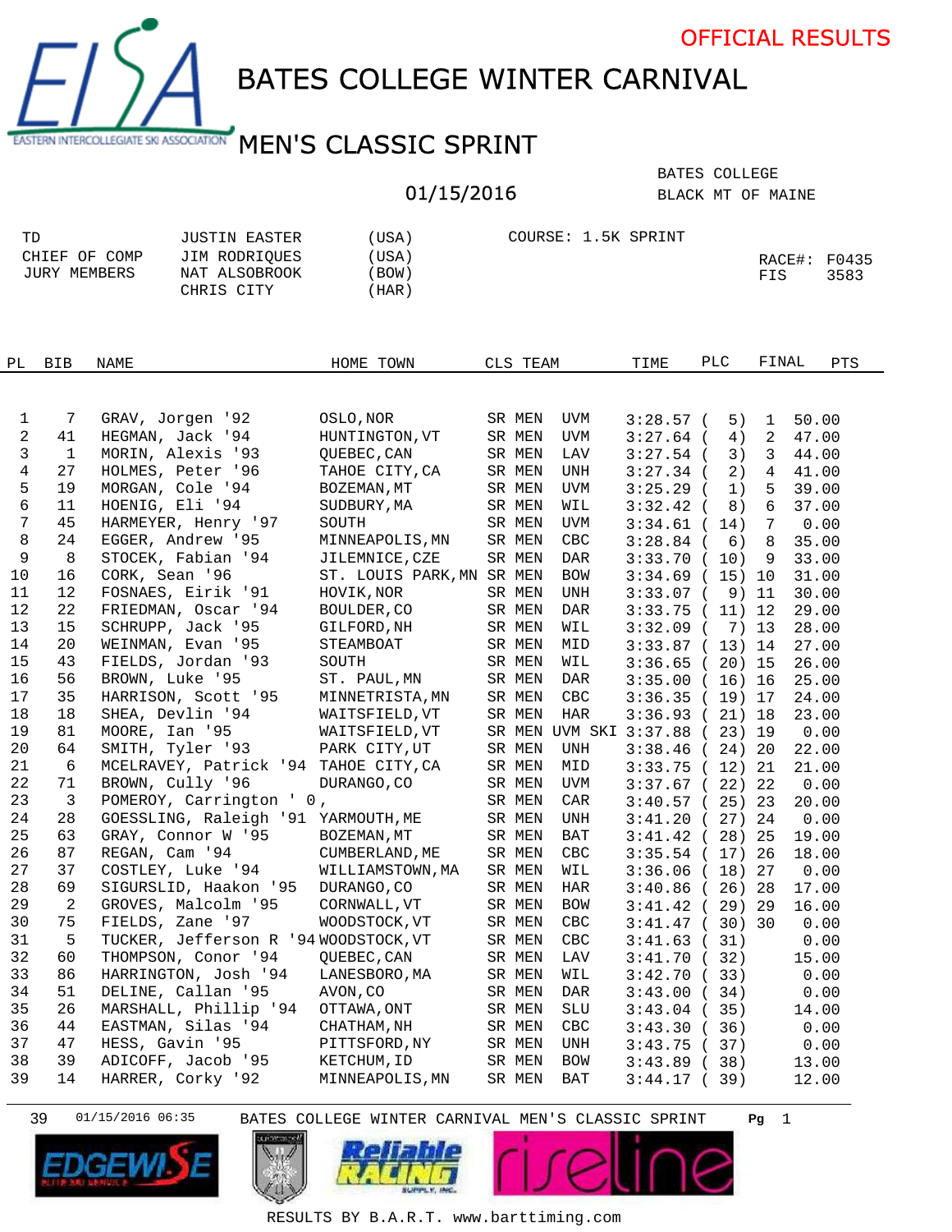OFFICIAL RESULTS

# BATES COLLEGE WINTER CARNIVAL

## MEN'S CLASSIC SPRINT

01/15/2016

BATES COLLEGE
BLACK MT OF MAINE

| | | |
|---|---|---|
| TD | JUSTIN EASTER | (USA) |
| CHIEF OF COMP | JIM RODRIQUES | (USA) |
| JURY MEMBERS | NAT ALSOBROOK | (BOW) |
| | CHRIS CITY | (HAR) |

COURSE: 1.5K SPRINT

RACE#: F0435
FIS 3583

| PL | BIB | NAME | HOME TOWN | CLS | TEAM | TIME | PLC | FINAL | PTS |
|---|---|---|---|---|---|---|---|---|---|
| 1 | 7 | GRAV, Jorgen '92 | OSLO,NOR | SR MEN | UVM | 3:28.57 | ( 5) | 1 | 50.00 |
| 2 | 41 | HEGMAN, Jack '94 | HUNTINGTON,VT | SR MEN | UVM | 3:27.64 | ( 4) | 2 | 47.00 |
| 3 | 1 | MORIN, Alexis '93 | QUEBEC,CAN | SR MEN | LAV | 3:27.54 | ( 3) | 3 | 44.00 |
| 4 | 27 | HOLMES, Peter '96 | TAHOE CITY,CA | SR MEN | UNH | 3:27.34 | ( 2) | 4 | 41.00 |
| 5 | 19 | MORGAN, Cole '94 | BOZEMAN,MT | SR MEN | UVM | 3:25.29 | ( 1) | 5 | 39.00 |
| 6 | 11 | HOENIG, Eli '94 | SUDBURY,MA | SR MEN | WIL | 3:32.42 | ( 8) | 6 | 37.00 |
| 7 | 45 | HARMEYER, Henry '97 | SOUTH | SR MEN | UVM | 3:34.61 | ( 14) | 7 | 0.00 |
| 8 | 24 | EGGER, Andrew '95 | MINNEAPOLIS,MN | SR MEN | CBC | 3:28.84 | ( 6) | 8 | 35.00 |
| 9 | 8 | STOCEK, Fabian '94 | JILEMNICE,CZE | SR MEN | DAR | 3:33.70 | ( 10) | 9 | 33.00 |
| 10 | 16 | CORK, Sean '96 | ST. LOUIS PARK,MN | SR MEN | BOW | 3:34.69 | ( 15) | 10 | 31.00 |
| 11 | 12 | FOSNAES, Eirik '91 | HOVIK,NOR | SR MEN | UNH | 3:33.07 | ( 9) | 11 | 30.00 |
| 12 | 22 | FRIEDMAN, Oscar '94 | BOULDER,CO | SR MEN | DAR | 3:33.75 | ( 11) | 12 | 29.00 |
| 13 | 15 | SCHRUPP, Jack '95 | GILFORD,NH | SR MEN | WIL | 3:32.09 | ( 7) | 13 | 28.00 |
| 14 | 20 | WEINMAN, Evan '95 | STEAMBOAT | SR MEN | MID | 3:33.87 | ( 13) | 14 | 27.00 |
| 15 | 43 | FIELDS, Jordan '93 | SOUTH | SR MEN | WIL | 3:36.65 | ( 20) | 15 | 26.00 |
| 16 | 56 | BROWN, Luke '95 | ST. PAUL,MN | SR MEN | DAR | 3:35.00 | ( 16) | 16 | 25.00 |
| 17 | 35 | HARRISON, Scott '95 | MINNETRISTA,MN | SR MEN | CBC | 3:36.35 | ( 19) | 17 | 24.00 |
| 18 | 18 | SHEA, Devlin '94 | WAITSFIELD,VT | SR MEN | HAR | 3:36.93 | ( 21) | 18 | 23.00 |
| 19 | 81 | MOORE, Ian '95 | WAITSFIELD,VT | SR MEN | UVM SKI | 3:37.88 | ( 23) | 19 | 0.00 |
| 20 | 64 | SMITH, Tyler '93 | PARK CITY,UT | SR MEN | UNH | 3:38.46 | ( 24) | 20 | 22.00 |
| 21 | 6 | MCELRAVEY, Patrick '94 | TAHOE CITY,CA | SR MEN | MID | 3:33.75 | ( 12) | 21 | 21.00 |
| 22 | 71 | BROWN, Cully '96 | DURANGO,CO | SR MEN | UVM | 3:37.67 | ( 22) | 22 | 0.00 |
| 23 | 3 | POMEROY, Carrington ' 0 | , | SR MEN | CAR | 3:40.57 | ( 25) | 23 | 20.00 |
| 24 | 28 | GOESSLING, Raleigh '91 | YARMOUTH,ME | SR MEN | UNH | 3:41.20 | ( 27) | 24 | 0.00 |
| 25 | 63 | GRAY, Connor W '95 | BOZEMAN,MT | SR MEN | BAT | 3:41.42 | ( 28) | 25 | 19.00 |
| 26 | 87 | REGAN, Cam '94 | CUMBERLAND,ME | SR MEN | CBC | 3:35.54 | ( 17) | 26 | 18.00 |
| 27 | 37 | COSTLEY, Luke '94 | WILLIAMSTOWN,MA | SR MEN | WIL | 3:36.06 | ( 18) | 27 | 0.00 |
| 28 | 69 | SIGURSLID, Haakon '95 | DURANGO,CO | SR MEN | HAR | 3:40.86 | ( 26) | 28 | 17.00 |
| 29 | 2 | GROVES, Malcolm '95 | CORNWALL,VT | SR MEN | BOW | 3:41.42 | ( 29) | 29 | 16.00 |
| 30 | 75 | FIELDS, Zane '97 | WOODSTOCK,VT | SR MEN | CBC | 3:41.47 | ( 30) | 30 | 0.00 |
| 31 | 5 | TUCKER, Jefferson R '94 | WOODSTOCK,VT | SR MEN | CBC | 3:41.63 | ( 31) | | 0.00 |
| 32 | 60 | THOMPSON, Conor '94 | QUEBEC,CAN | SR MEN | LAV | 3:41.70 | ( 32) | | 15.00 |
| 33 | 86 | HARRINGTON, Josh '94 | LANESBORO,MA | SR MEN | WIL | 3:42.70 | ( 33) | | 0.00 |
| 34 | 51 | DELINE, Callan '95 | AVON,CO | SR MEN | DAR | 3:43.00 | ( 34) | | 0.00 |
| 35 | 26 | MARSHALL, Phillip '94 | OTTAWA,ONT | SR MEN | SLU | 3:43.04 | ( 35) | | 14.00 |
| 36 | 44 | EASTMAN, Silas '94 | CHATHAM,NH | SR MEN | CBC | 3:43.30 | ( 36) | | 0.00 |
| 37 | 47 | HESS, Gavin '95 | PITTSFORD,NY | SR MEN | UNH | 3:43.75 | ( 37) | | 0.00 |
| 38 | 39 | ADICOFF, Jacob '95 | KETCHUM,ID | SR MEN | BOW | 3:43.89 | ( 38) | | 13.00 |
| 39 | 14 | HARRER, Corky '92 | MINNEAPOLIS,MN | SR MEN | BAT | 3:44.17 | ( 39) | | 12.00 |

39 01/15/2016 06:35 BATES COLLEGE WINTER CARNIVAL MEN'S CLASSIC SPRINT

RESULTS BY B.A.R.T. www.barttiming.com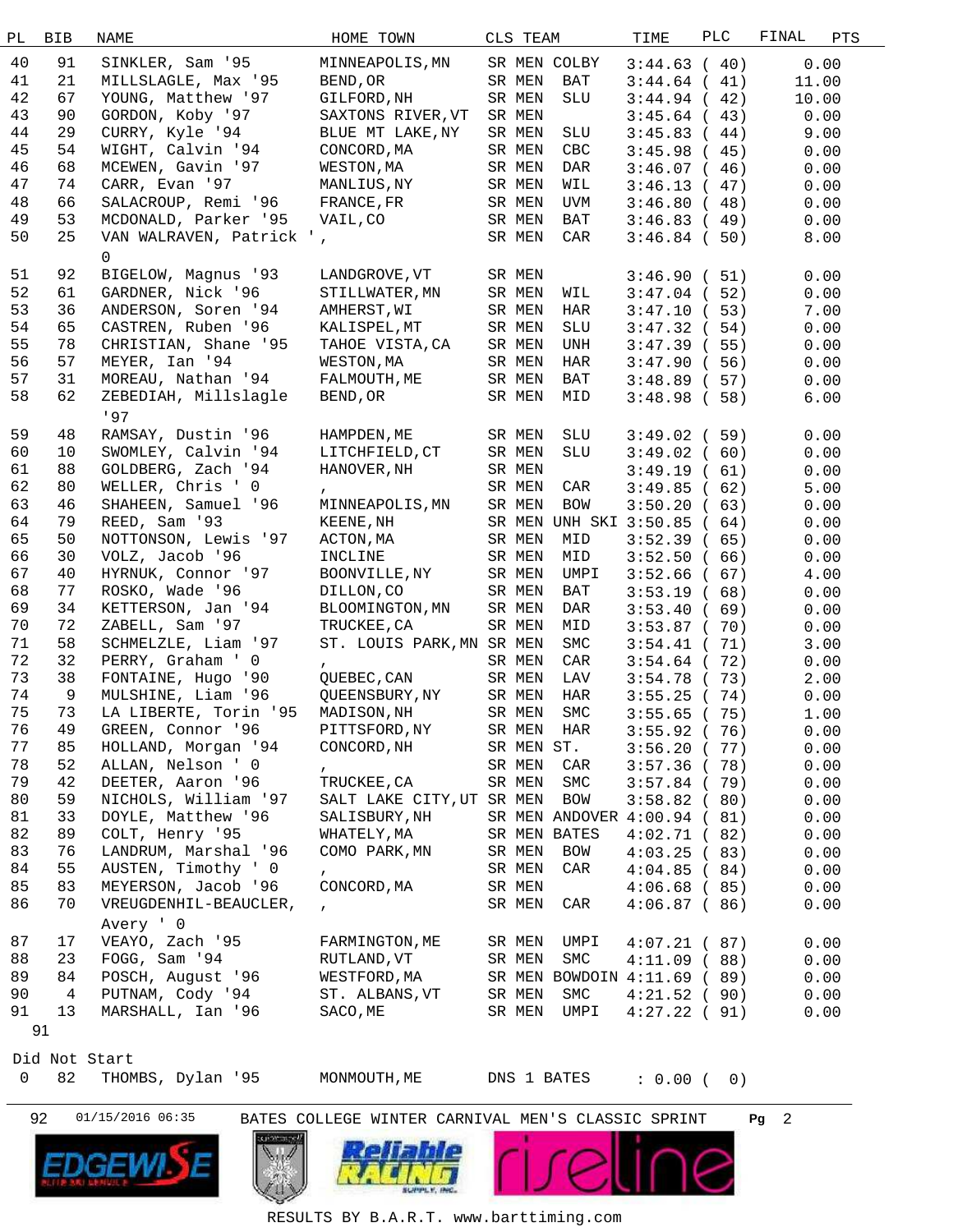| PL | BIB | NAME | HOME TOWN | CLS | TEAM | TIME | PLC | FINAL PTS |
|---|---|---|---|---|---|---|---|---|
| 40 | 91 | SINKLER, Sam '95 | MINNEAPOLIS,MN | SR MEN | COLBY | 3:44.63 | ( 40) | 0.00 |
| 41 | 21 | MILLSLAGLE, Max '95 | BEND,OR | SR MEN | BAT | 3:44.64 | ( 41) | 11.00 |
| 42 | 67 | YOUNG, Matthew '97 | GILFORD,NH | SR MEN | SLU | 3:44.94 | ( 42) | 10.00 |
| 43 | 90 | GORDON, Koby '97 | SAXTONS RIVER,VT | SR MEN | | 3:45.64 | ( 43) | 0.00 |
| 44 | 29 | CURRY, Kyle '94 | BLUE MT LAKE,NY | SR MEN | SLU | 3:45.83 | ( 44) | 9.00 |
| 45 | 54 | WIGHT, Calvin '94 | CONCORD,MA | SR MEN | CBC | 3:45.98 | ( 45) | 0.00 |
| 46 | 68 | MCEWEN, Gavin '97 | WESTON,MA | SR MEN | DAR | 3:46.07 | ( 46) | 0.00 |
| 47 | 74 | CARR, Evan '97 | MANLIUS,NY | SR MEN | WIL | 3:46.13 | ( 47) | 0.00 |
| 48 | 66 | SALACROUP, Remi '96 | FRANCE,FR | SR MEN | UVM | 3:46.80 | ( 48) | 0.00 |
| 49 | 53 | MCDONALD, Parker '95 | VAIL,CO | SR MEN | BAT | 3:46.83 | ( 49) | 0.00 |
| 50 | 25 | VAN WALRAVEN, Patrick ' 0 | , | SR MEN | CAR | 3:46.84 | ( 50) | 8.00 |
| 51 | 92 | BIGELOW, Magnus '93 | LANDGROVE,VT | SR MEN | | 3:46.90 | ( 51) | 0.00 |
| 52 | 61 | GARDNER, Nick '96 | STILLWATER,MN | SR MEN | WIL | 3:47.04 | ( 52) | 0.00 |
| 53 | 36 | ANDERSON, Soren '94 | AMHERST,WI | SR MEN | HAR | 3:47.10 | ( 53) | 7.00 |
| 54 | 65 | CASTREN, Ruben '96 | KALISPEL,MT | SR MEN | SLU | 3:47.32 | ( 54) | 0.00 |
| 55 | 78 | CHRISTIAN, Shane '95 | TAHOE VISTA,CA | SR MEN | UNH | 3:47.39 | ( 55) | 0.00 |
| 56 | 57 | MEYER, Ian '94 | WESTON,MA | SR MEN | HAR | 3:47.90 | ( 56) | 0.00 |
| 57 | 31 | MOREAU, Nathan '94 | FALMOUTH,ME | SR MEN | BAT | 3:48.89 | ( 57) | 0.00 |
| 58 | 62 | ZEBEDIAH, Millslagle '97 | BEND,OR | SR MEN | MID | 3:48.98 | ( 58) | 6.00 |
| 59 | 48 | RAMSAY, Dustin '96 | HAMPDEN,ME | SR MEN | SLU | 3:49.02 | ( 59) | 0.00 |
| 60 | 10 | SWOMLEY, Calvin '94 | LITCHFIELD,CT | SR MEN | SLU | 3:49.02 | ( 60) | 0.00 |
| 61 | 88 | GOLDBERG, Zach '94 | HANOVER,NH | SR MEN | | 3:49.19 | ( 61) | 0.00 |
| 62 | 80 | WELLER, Chris ' 0 | , | SR MEN | CAR | 3:49.85 | ( 62) | 5.00 |
| 63 | 46 | SHAHEEN, Samuel '96 | MINNEAPOLIS,MN | SR MEN | BOW | 3:50.20 | ( 63) | 0.00 |
| 64 | 79 | REED, Sam '93 | KEENE,NH | SR MEN | UNH SKI | 3:50.85 | ( 64) | 0.00 |
| 65 | 50 | NOTTONSON, Lewis '97 | ACTON,MA | SR MEN | MID | 3:52.39 | ( 65) | 0.00 |
| 66 | 30 | VOLZ, Jacob '96 | INCLINE | SR MEN | MID | 3:52.50 | ( 66) | 0.00 |
| 67 | 40 | HYRNUK, Connor '97 | BOONVILLE,NY | SR MEN | UMPI | 3:52.66 | ( 67) | 4.00 |
| 68 | 77 | ROSKO, Wade '96 | DILLON,CO | SR MEN | BAT | 3:53.19 | ( 68) | 0.00 |
| 69 | 34 | KETTERSON, Jan '94 | BLOOMINGTON,MN | SR MEN | DAR | 3:53.40 | ( 69) | 0.00 |
| 70 | 72 | ZABELL, Sam '97 | TRUCKEE,CA | SR MEN | MID | 3:53.87 | ( 70) | 0.00 |
| 71 | 58 | SCHMELZLE, Liam '97 | ST. LOUIS PARK,MN | SR MEN | SMC | 3:54.41 | ( 71) | 3.00 |
| 72 | 32 | PERRY, Graham ' 0 | , | SR MEN | CAR | 3:54.64 | ( 72) | 0.00 |
| 73 | 38 | FONTAINE, Hugo '90 | QUEBEC,CAN | SR MEN | LAV | 3:54.78 | ( 73) | 2.00 |
| 74 | 9 | MULSHINE, Liam '96 | QUEENSBURY,NY | SR MEN | HAR | 3:55.25 | ( 74) | 0.00 |
| 75 | 73 | LA LIBERTE, Torin '95 | MADISON,NH | SR MEN | SMC | 3:55.65 | ( 75) | 1.00 |
| 76 | 49 | GREEN, Connor '96 | PITTSFORD,NY | SR MEN | HAR | 3:55.92 | ( 76) | 0.00 |
| 77 | 85 | HOLLAND, Morgan '94 | CONCORD,NH | SR MEN | ST. | 3:56.20 | ( 77) | 0.00 |
| 78 | 52 | ALLAN, Nelson ' 0 | , | SR MEN | CAR | 3:57.36 | ( 78) | 0.00 |
| 79 | 42 | DEETER, Aaron '96 | TRUCKEE,CA | SR MEN | SMC | 3:57.84 | ( 79) | 0.00 |
| 80 | 59 | NICHOLS, William '97 | SALT LAKE CITY,UT | SR MEN | BOW | 3:58.82 | ( 80) | 0.00 |
| 81 | 33 | DOYLE, Matthew '96 | SALISBURY,NH | SR MEN | ANDOVER | 4:00.94 | ( 81) | 0.00 |
| 82 | 89 | COLT, Henry '95 | WHATELY,MA | SR MEN | BATES | 4:02.71 | ( 82) | 0.00 |
| 83 | 76 | LANDRUM, Marshal '96 | COMO PARK,MN | SR MEN | BOW | 4:03.25 | ( 83) | 0.00 |
| 84 | 55 | AUSTEN, Timothy ' 0 | , | SR MEN | CAR | 4:04.85 | ( 84) | 0.00 |
| 85 | 83 | MEYERSON, Jacob '96 | CONCORD,MA | SR MEN | | 4:06.68 | ( 85) | 0.00 |
| 86 | 70 | VREUGDENHIL-BEAUCLER, Avery ' 0 | , | SR MEN | CAR | 4:06.87 | ( 86) | 0.00 |
| 87 | 17 | VEAYO, Zach '95 | FARMINGTON,ME | SR MEN | UMPI | 4:07.21 | ( 87) | 0.00 |
| 88 | 23 | FOGG, Sam '94 | RUTLAND,VT | SR MEN | SMC | 4:11.09 | ( 88) | 0.00 |
| 89 | 84 | POSCH, August '96 | WESTFORD,MA | SR MEN | BOWDOIN | 4:11.69 | ( 89) | 0.00 |
| 90 | 4 | PUTNAM, Cody '94 | ST. ALBANS,VT | SR MEN | SMC | 4:21.52 | ( 90) | 0.00 |
| 91 | 13 | MARSHALL, Ian '96 | SACO,ME | SR MEN | UMPI | 4:27.22 | ( 91) | 0.00 |

91

Did Not Start

| PL | BIB | NAME | HOME TOWN | CLS | TEAM | TIME | PLC | FINAL PTS |
|---|---|---|---|---|---|---|---|---|
| 0 | 82 | THOMBS, Dylan '95 | MONMOUTH,ME | DNS 1 | BATES | : 0.00 | ( 0) | |

92 01/15/2016 06:35 BATES COLLEGE WINTER CARNIVAL MEN'S CLASSIC SPRINT

RESULTS BY B.A.R.T. www.barttiming.com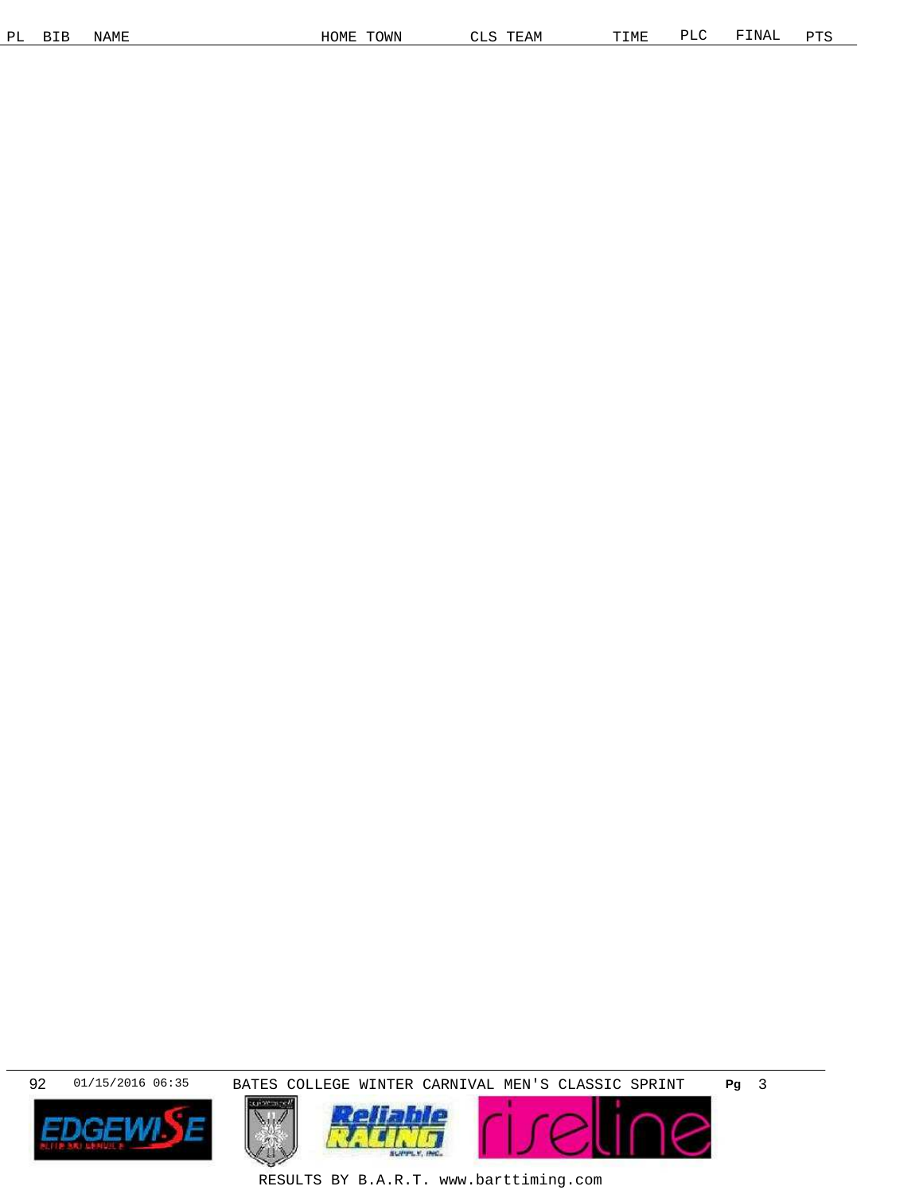| PL | BIB | NAME | HOME TOWN | CLS | TEAM | TIME | PLC | FINAL | PTS |
|---|---|---|---|---|---|---|---|---|---|

RESULTS BY B.A.R.T. www.barttiming.com